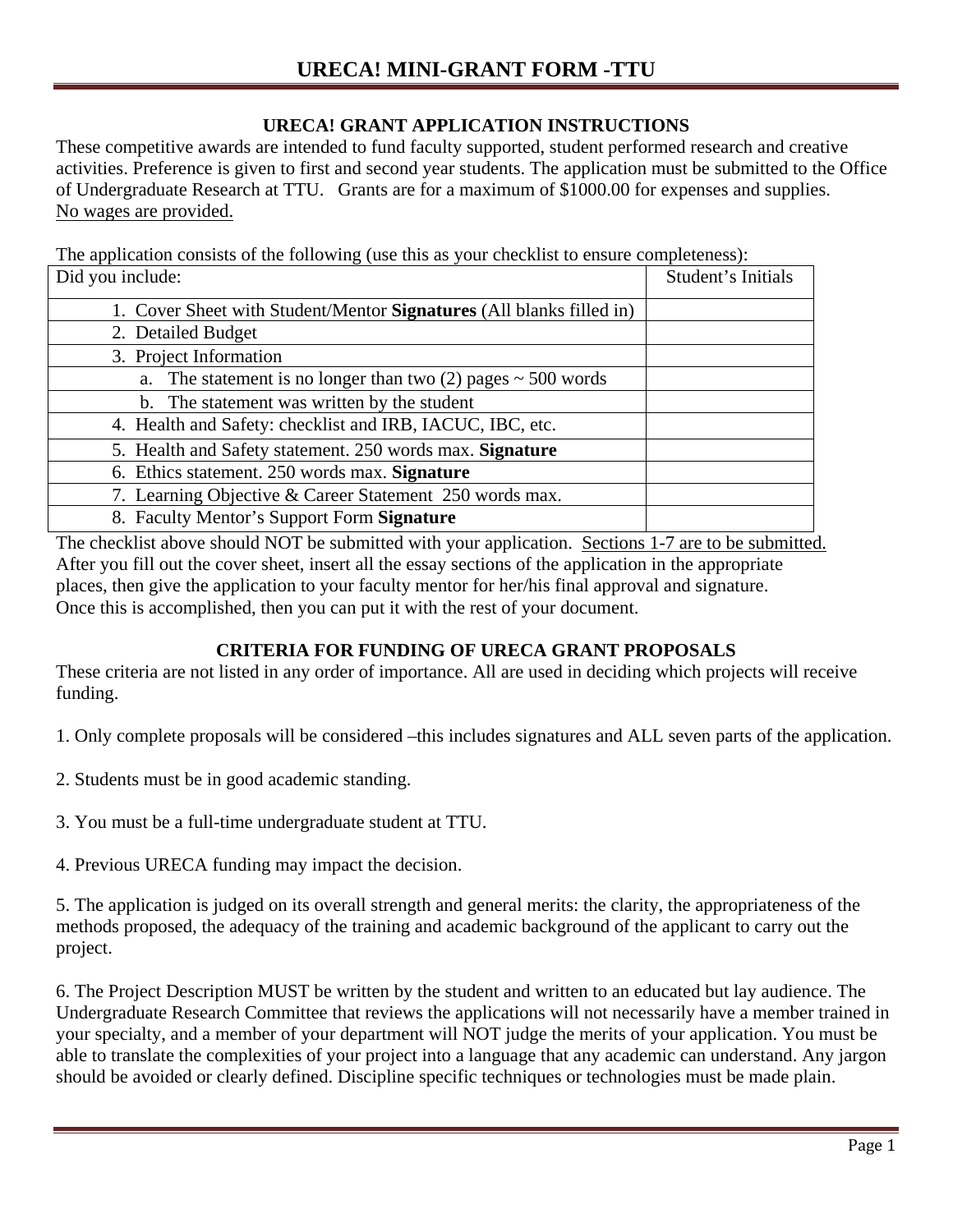# URECA! MINI-GRANT FORM -TTU

## URECA! GRANT APPLICATION INSTRUCTIONS

These competitive awards are intended to fund faculty supported, student performed research and creative activities. Preference is given to first and second year students. The application must be submitted to the Office of Undergraduate Research at TTU. Grants are for a maximum of $1000.00 for expenses and supplies. <u>No wages are provided.</u>

The application consists of the following (use this as your checklist to ensure completeness):

| Did you include: | Student's Initials |
|---|---|
| 1. Cover Sheet with Student/Mentor **Signatures** (All blanks filled in) | |
| 2. Detailed Budget | |
| 3. Project Information | |
| a. The statement is no longer than two (2) pages ~ 500 words | |
| b. The statement was written by the student | |
| 4. Health and Safety: checklist and IRB, IACUC, IBC, etc. | |
| 5. Health and Safety statement. 250 words max. **Signature** | |
| 6. Ethics statement. 250 words max. **Signature** | |
| 7. Learning Objective & Career Statement 250 words max. | |
| 8. Faculty Mentor's Support Form **Signature** | |

The checklist above should NOT be submitted with your application. <u>Sections 1-7 are to be submitted.</u> After you fill out the cover sheet, insert all the essay sections of the application in the appropriate places, then give the application to your faculty mentor for her/his final approval and signature. Once this is accomplished, then you can put it with the rest of your document.

## CRITERIA FOR FUNDING OF URECA GRANT PROPOSALS

These criteria are not listed in any order of importance. All are used in deciding which projects will receive funding.

1. Only complete proposals will be considered –this includes signatures and ALL seven parts of the application.

2. Students must be in good academic standing.

3. You must be a full-time undergraduate student at TTU.

4. Previous URECA funding may impact the decision.

5. The application is judged on its overall strength and general merits: the clarity, the appropriateness of the methods proposed, the adequacy of the training and academic background of the applicant to carry out the project.

6. The Project Description MUST be written by the student and written to an educated but lay audience. The Undergraduate Research Committee that reviews the applications will not necessarily have a member trained in your specialty, and a member of your department will NOT judge the merits of your application. You must be able to translate the complexities of your project into a language that any academic can understand. Any jargon should be avoided or clearly defined. Discipline specific techniques or technologies must be made plain.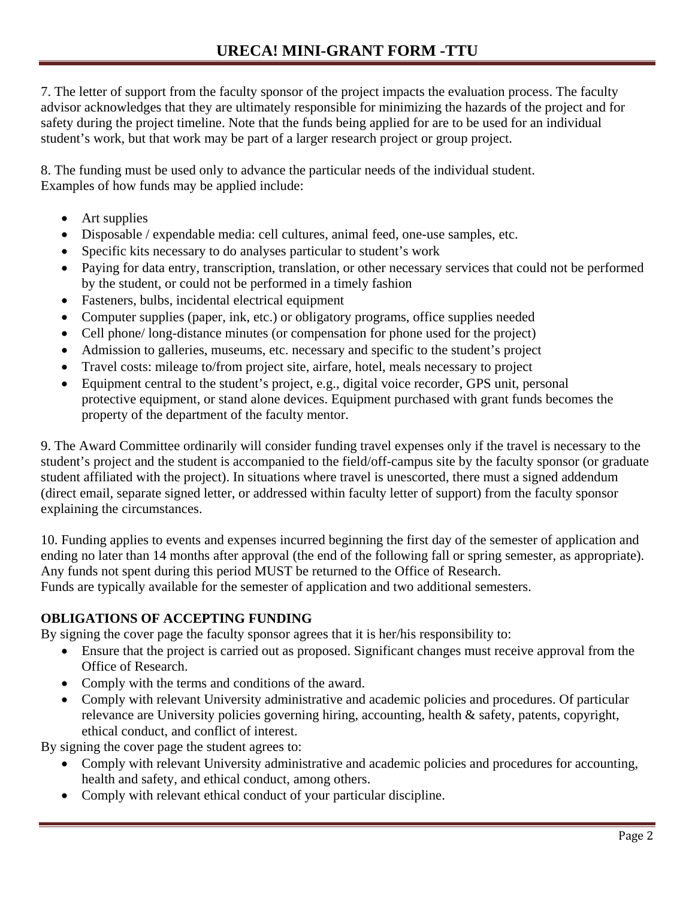7. The letter of support from the faculty sponsor of the project impacts the evaluation process. The faculty advisor acknowledges that they are ultimately responsible for minimizing the hazards of the project and for safety during the project timeline. Note that the funds being applied for are to be used for an individual student's work, but that work may be part of a larger research project or group project.

8. The funding must be used only to advance the particular needs of the individual student.
Examples of how funds may be applied include:

- Art supplies
- Disposable / expendable media: cell cultures, animal feed, one-use samples, etc.
- Specific kits necessary to do analyses particular to student's work
- Paying for data entry, transcription, translation, or other necessary services that could not be performed by the student, or could not be performed in a timely fashion
- Fasteners, bulbs, incidental electrical equipment
- Computer supplies (paper, ink, etc.) or obligatory programs, office supplies needed
- Cell phone/ long-distance minutes (or compensation for phone used for the project)
- Admission to galleries, museums, etc. necessary and specific to the student's project
- Travel costs: mileage to/from project site, airfare, hotel, meals necessary to project
- Equipment central to the student's project, e.g., digital voice recorder, GPS unit, personal protective equipment, or stand alone devices. Equipment purchased with grant funds becomes the property of the department of the faculty mentor.

9. The Award Committee ordinarily will consider funding travel expenses only if the travel is necessary to the student's project and the student is accompanied to the field/off-campus site by the faculty sponsor (or graduate student affiliated with the project). In situations where travel is unescorted, there must a signed addendum (direct email, separate signed letter, or addressed within faculty letter of support) from the faculty sponsor explaining the circumstances.

10. Funding applies to events and expenses incurred beginning the first day of the semester of application and ending no later than 14 months after approval (the end of the following fall or spring semester, as appropriate). Any funds not spent during this period MUST be returned to the Office of Research.
Funds are typically available for the semester of application and two additional semesters.

**OBLIGATIONS OF ACCEPTING FUNDING**

By signing the cover page the faculty sponsor agrees that it is her/his responsibility to:

- Ensure that the project is carried out as proposed. Significant changes must receive approval from the Office of Research.
- Comply with the terms and conditions of the award.
- Comply with relevant University administrative and academic policies and procedures. Of particular relevance are University policies governing hiring, accounting, health & safety, patents, copyright, ethical conduct, and conflict of interest.

By signing the cover page the student agrees to:

- Comply with relevant University administrative and academic policies and procedures for accounting, health and safety, and ethical conduct, among others.
- Comply with relevant ethical conduct of your particular discipline.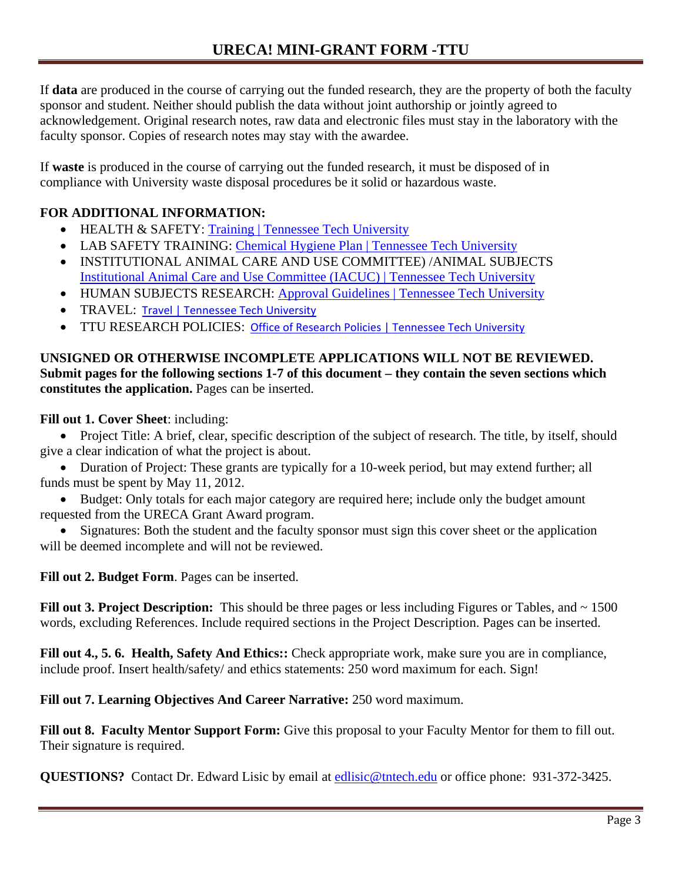# URECA! MINI-GRANT FORM -TTU

If **data** are produced in the course of carrying out the funded research, they are the property of both the faculty sponsor and student. Neither should publish the data without joint authorship or jointly agreed to acknowledgement. Original research notes, raw data and electronic files must stay in the laboratory with the faculty sponsor. Copies of research notes may stay with the awardee.

If **waste** is produced in the course of carrying out the funded research, it must be disposed of in compliance with University waste disposal procedures be it solid or hazardous waste.

**FOR ADDITIONAL INFORMATION:**

- HEALTH & SAFETY: Training | Tennessee Tech University
- LAB SAFETY TRAINING: Chemical Hygiene Plan | Tennessee Tech University
- INSTITUTIONAL ANIMAL CARE AND USE COMMITTEE) /ANIMAL SUBJECTS Institutional Animal Care and Use Committee (IACUC) | Tennessee Tech University
- HUMAN SUBJECTS RESEARCH: Approval Guidelines | Tennessee Tech University
- TRAVEL: Travel | Tennessee Tech University
- TTU RESEARCH POLICIES: Office of Research Policies | Tennessee Tech University

**UNSIGNED OR OTHERWISE INCOMPLETE APPLICATIONS WILL NOT BE REVIEWED. Submit pages for the following sections 1-7 of this document – they contain the seven sections which constitutes the application.** Pages can be inserted.

**Fill out 1. Cover Sheet**: including:

- Project Title: A brief, clear, specific description of the subject of research. The title, by itself, should give a clear indication of what the project is about.
- Duration of Project: These grants are typically for a 10-week period, but may extend further; all funds must be spent by May 11, 2012.
- Budget: Only totals for each major category are required here; include only the budget amount requested from the URECA Grant Award program.
- Signatures: Both the student and the faculty sponsor must sign this cover sheet or the application will be deemed incomplete and will not be reviewed.

**Fill out 2. Budget Form**. Pages can be inserted.

**Fill out 3. Project Description:** This should be three pages or less including Figures or Tables, and ~ 1500 words, excluding References. Include required sections in the Project Description. Pages can be inserted.

**Fill out 4., 5. 6. Health, Safety And Ethics::** Check appropriate work, make sure you are in compliance, include proof. Insert health/safety/ and ethics statements: 250 word maximum for each. Sign!

**Fill out 7. Learning Objectives And Career Narrative:** 250 word maximum.

**Fill out 8. Faculty Mentor Support Form:** Give this proposal to your Faculty Mentor for them to fill out. Their signature is required.

**QUESTIONS?** Contact Dr. Edward Lisic by email at edlisic@tntech.edu or office phone: 931-372-3425.